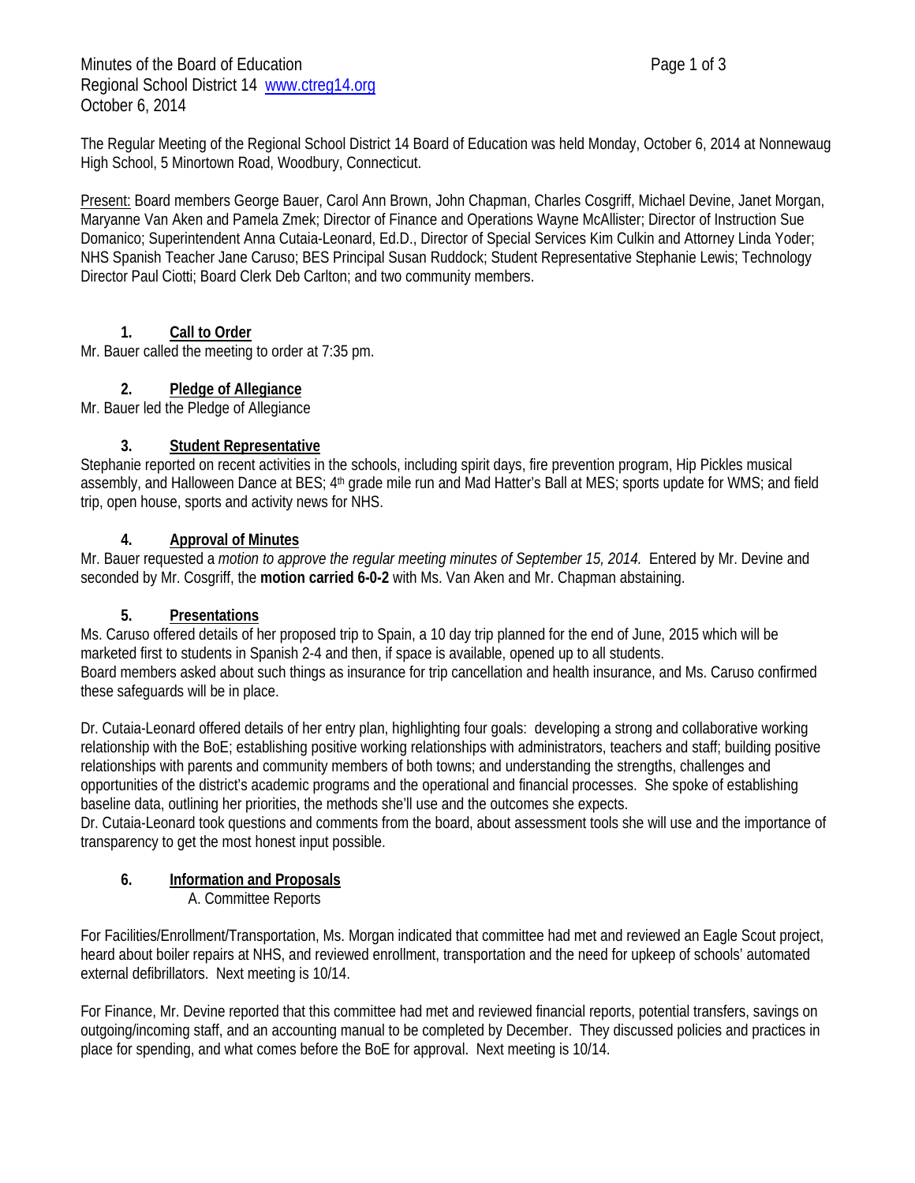Minutes of the Board of Education
Regional School District 14 www.ctreg14.org
October 6, 2014

The Regular Meeting of the Regional School District 14 Board of Education was held Monday, October 6, 2014 at Nonnewaug High School, 5 Minortown Road, Woodbury, Connecticut.

Present: Board members George Bauer, Carol Ann Brown, John Chapman, Charles Cosgriff, Michael Devine, Janet Morgan, Maryanne Van Aken and Pamela Zmek; Director of Finance and Operations Wayne McAllister; Director of Instruction Sue Domanico; Superintendent Anna Cutaia-Leonard, Ed.D., Director of Special Services Kim Culkin and Attorney Linda Yoder; NHS Spanish Teacher Jane Caruso; BES Principal Susan Ruddock; Student Representative Stephanie Lewis; Technology Director Paul Ciotti; Board Clerk Deb Carlton; and two community members.

## 1. Call to Order

Mr. Bauer called the meeting to order at 7:35 pm.

## 2. Pledge of Allegiance

Mr. Bauer led the Pledge of Allegiance

## 3. Student Representative

Stephanie reported on recent activities in the schools, including spirit days, fire prevention program, Hip Pickles musical assembly, and Halloween Dance at BES; 4th grade mile run and Mad Hatter's Ball at MES; sports update for WMS; and field trip, open house, sports and activity news for NHS.

## 4. Approval of Minutes

Mr. Bauer requested a *motion to approve the regular meeting minutes of September 15, 2014.* Entered by Mr. Devine and seconded by Mr. Cosgriff, the **motion carried 6-0-2** with Ms. Van Aken and Mr. Chapman abstaining.

## 5. Presentations

Ms. Caruso offered details of her proposed trip to Spain, a 10 day trip planned for the end of June, 2015 which will be marketed first to students in Spanish 2-4 and then, if space is available, opened up to all students.
Board members asked about such things as insurance for trip cancellation and health insurance, and Ms. Caruso confirmed these safeguards will be in place.

Dr. Cutaia-Leonard offered details of her entry plan, highlighting four goals: developing a strong and collaborative working relationship with the BoE; establishing positive working relationships with administrators, teachers and staff; building positive relationships with parents and community members of both towns; and understanding the strengths, challenges and opportunities of the district's academic programs and the operational and financial processes. She spoke of establishing baseline data, outlining her priorities, the methods she'll use and the outcomes she expects.
Dr. Cutaia-Leonard took questions and comments from the board, about assessment tools she will use and the importance of transparency to get the most honest input possible.

## 6. Information and Proposals

A. Committee Reports

For Facilities/Enrollment/Transportation, Ms. Morgan indicated that committee had met and reviewed an Eagle Scout project, heard about boiler repairs at NHS, and reviewed enrollment, transportation and the need for upkeep of schools' automated external defibrillators. Next meeting is 10/14.

For Finance, Mr. Devine reported that this committee had met and reviewed financial reports, potential transfers, savings on outgoing/incoming staff, and an accounting manual to be completed by December. They discussed policies and practices in place for spending, and what comes before the BoE for approval. Next meeting is 10/14.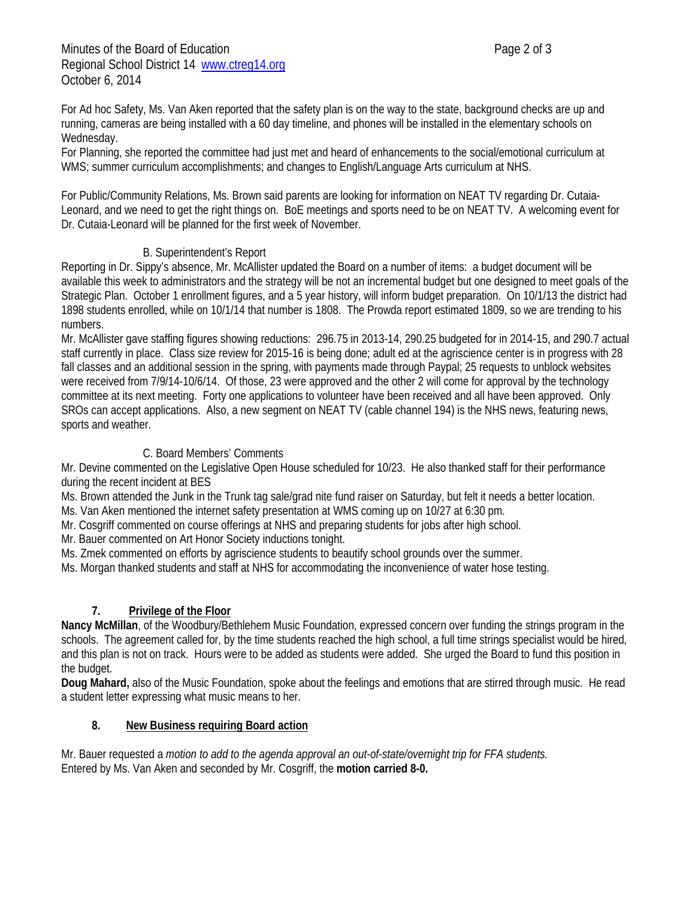For Ad hoc Safety, Ms. Van Aken reported that the safety plan is on the way to the state, background checks are up and running, cameras are being installed with a 60 day timeline, and phones will be installed in the elementary schools on Wednesday.
For Planning, she reported the committee had just met and heard of enhancements to the social/emotional curriculum at WMS; summer curriculum accomplishments; and changes to English/Language Arts curriculum at NHS.

For Public/Community Relations, Ms. Brown said parents are looking for information on NEAT TV regarding Dr. Cutaia-Leonard, and we need to get the right things on. BoE meetings and sports need to be on NEAT TV. A welcoming event for Dr. Cutaia-Leonard will be planned for the first week of November.

B. Superintendent's Report

Reporting in Dr. Sippy's absence, Mr. McAllister updated the Board on a number of items: a budget document will be available this week to administrators and the strategy will be not an incremental budget but one designed to meet goals of the Strategic Plan. October 1 enrollment figures, and a 5 year history, will inform budget preparation. On 10/1/13 the district had 1898 students enrolled, while on 10/1/14 that number is 1808. The Prowda report estimated 1809, so we are trending to his numbers.
Mr. McAllister gave staffing figures showing reductions: 296.75 in 2013-14, 290.25 budgeted for in 2014-15, and 290.7 actual staff currently in place. Class size review for 2015-16 is being done; adult ed at the agriscience center is in progress with 28 fall classes and an additional session in the spring, with payments made through Paypal; 25 requests to unblock websites were received from 7/9/14-10/6/14. Of those, 23 were approved and the other 2 will come for approval by the technology committee at its next meeting. Forty one applications to volunteer have been received and all have been approved. Only SROs can accept applications. Also, a new segment on NEAT TV (cable channel 194) is the NHS news, featuring news, sports and weather.

C. Board Members' Comments

Mr. Devine commented on the Legislative Open House scheduled for 10/23. He also thanked staff for their performance during the recent incident at BES
Ms. Brown attended the Junk in the Trunk tag sale/grad nite fund raiser on Saturday, but felt it needs a better location.
Ms. Van Aken mentioned the internet safety presentation at WMS coming up on 10/27 at 6:30 pm.
Mr. Cosgriff commented on course offerings at NHS and preparing students for jobs after high school.
Mr. Bauer commented on Art Honor Society inductions tonight.
Ms. Zmek commented on efforts by agriscience students to beautify school grounds over the summer.
Ms. Morgan thanked students and staff at NHS for accommodating the inconvenience of water hose testing.

## 7. Privilege of the Floor

**Nancy McMillan**, of the Woodbury/Bethlehem Music Foundation, expressed concern over funding the strings program in the schools. The agreement called for, by the time students reached the high school, a full time strings specialist would be hired, and this plan is not on track. Hours were to be added as students were added. She urged the Board to fund this position in the budget.
**Doug Mahard,** also of the Music Foundation, spoke about the feelings and emotions that are stirred through music. He read a student letter expressing what music means to her.

## 8. New Business requiring Board action

Mr. Bauer requested a *motion to add to the agenda approval an out-of-state/overnight trip for FFA students.*
Entered by Ms. Van Aken and seconded by Mr. Cosgriff, the **motion carried 8-0.**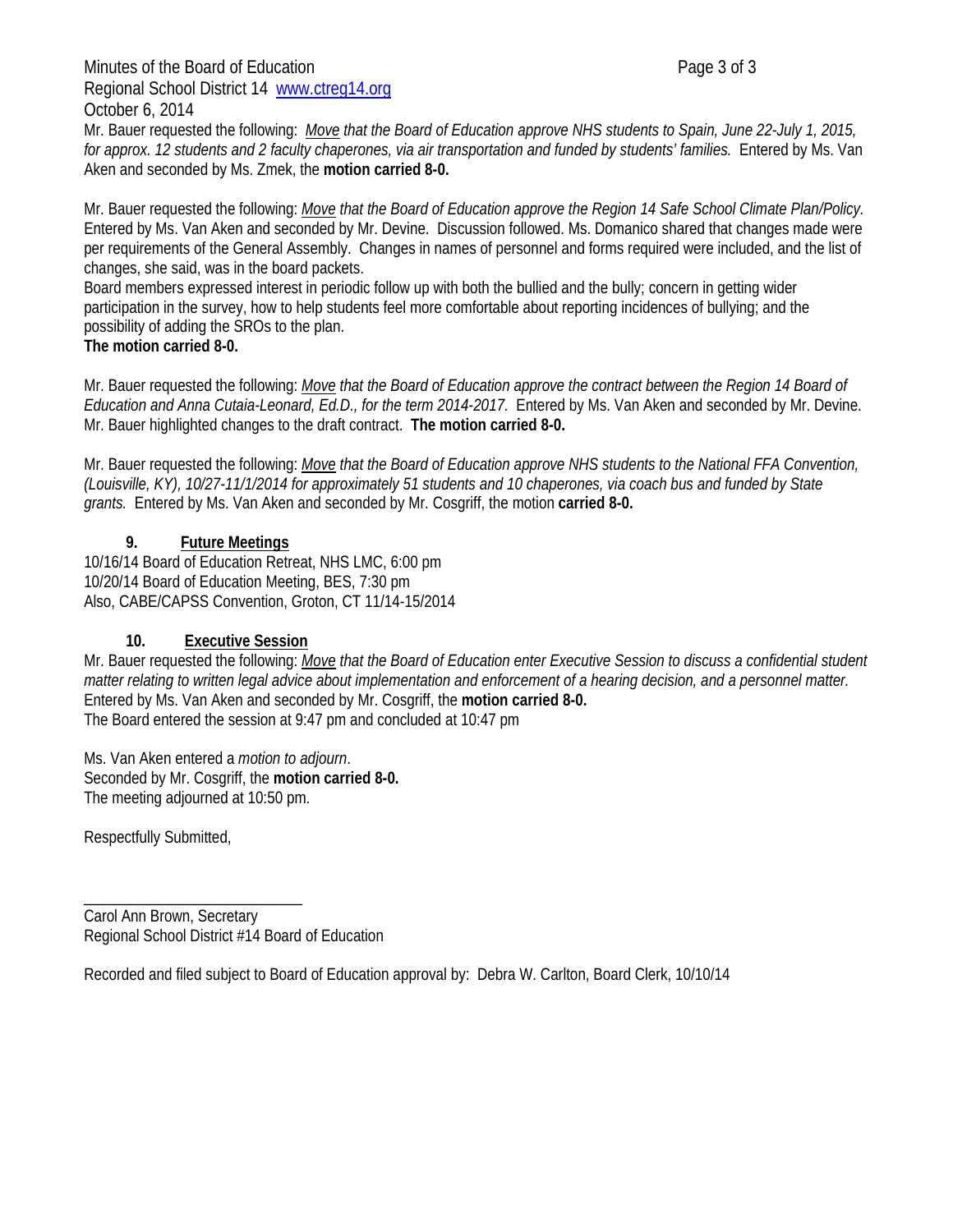Mr. Bauer requested the following: _Move_ *that the Board of Education approve NHS students to Spain, June 22-July 1, 2015, for approx. 12 students and 2 faculty chaperones, via air transportation and funded by students' families.* Entered by Ms. Van Aken and seconded by Ms. Zmek, the **motion carried 8-0.**

Mr. Bauer requested the following: _Move_ *that the Board of Education approve the Region 14 Safe School Climate Plan/Policy.* Entered by Ms. Van Aken and seconded by Mr. Devine. Discussion followed. Ms. Domanico shared that changes made were per requirements of the General Assembly. Changes in names of personnel and forms required were included, and the list of changes, she said, was in the board packets.
Board members expressed interest in periodic follow up with both the bullied and the bully; concern in getting wider participation in the survey, how to help students feel more comfortable about reporting incidences of bullying; and the possibility of adding the SROs to the plan.
**The motion carried 8-0.**

Mr. Bauer requested the following: _Move_ *that the Board of Education approve the contract between the Region 14 Board of Education and Anna Cutaia-Leonard, Ed.D., for the term 2014-2017.* Entered by Ms. Van Aken and seconded by Mr. Devine. Mr. Bauer highlighted changes to the draft contract. **The motion carried 8-0.**

Mr. Bauer requested the following: _Move_ *that the Board of Education approve NHS students to the National FFA Convention, (Louisville, KY), 10/27-11/1/2014 for approximately 51 students and 10 chaperones, via coach bus and funded by State grants.* Entered by Ms. Van Aken and seconded by Mr. Cosgriff, the motion **carried 8-0.**

## 9. Future Meetings

10/16/14 Board of Education Retreat, NHS LMC, 6:00 pm
10/20/14 Board of Education Meeting, BES, 7:30 pm
Also, CABE/CAPSS Convention, Groton, CT 11/14-15/2014

## 10. Executive Session

Mr. Bauer requested the following: _Move_ *that the Board of Education enter Executive Session to discuss a confidential student matter relating to written legal advice about implementation and enforcement of a hearing decision, and a personnel matter.* Entered by Ms. Van Aken and seconded by Mr. Cosgriff, the **motion carried 8-0.**
The Board entered the session at 9:47 pm and concluded at 10:47 pm

Ms. Van Aken entered a *motion to adjourn*.
Seconded by Mr. Cosgriff, the **motion carried 8-0.**
The meeting adjourned at 10:50 pm.

Respectfully Submitted,

\_\_\_\_\_\_\_\_\_\_\_\_\_\_\_\_\_\_\_\_\_\_\_\_\_\_\_\_
Carol Ann Brown, Secretary
Regional School District #14 Board of Education

Recorded and filed subject to Board of Education approval by: Debra W. Carlton, Board Clerk, 10/10/14